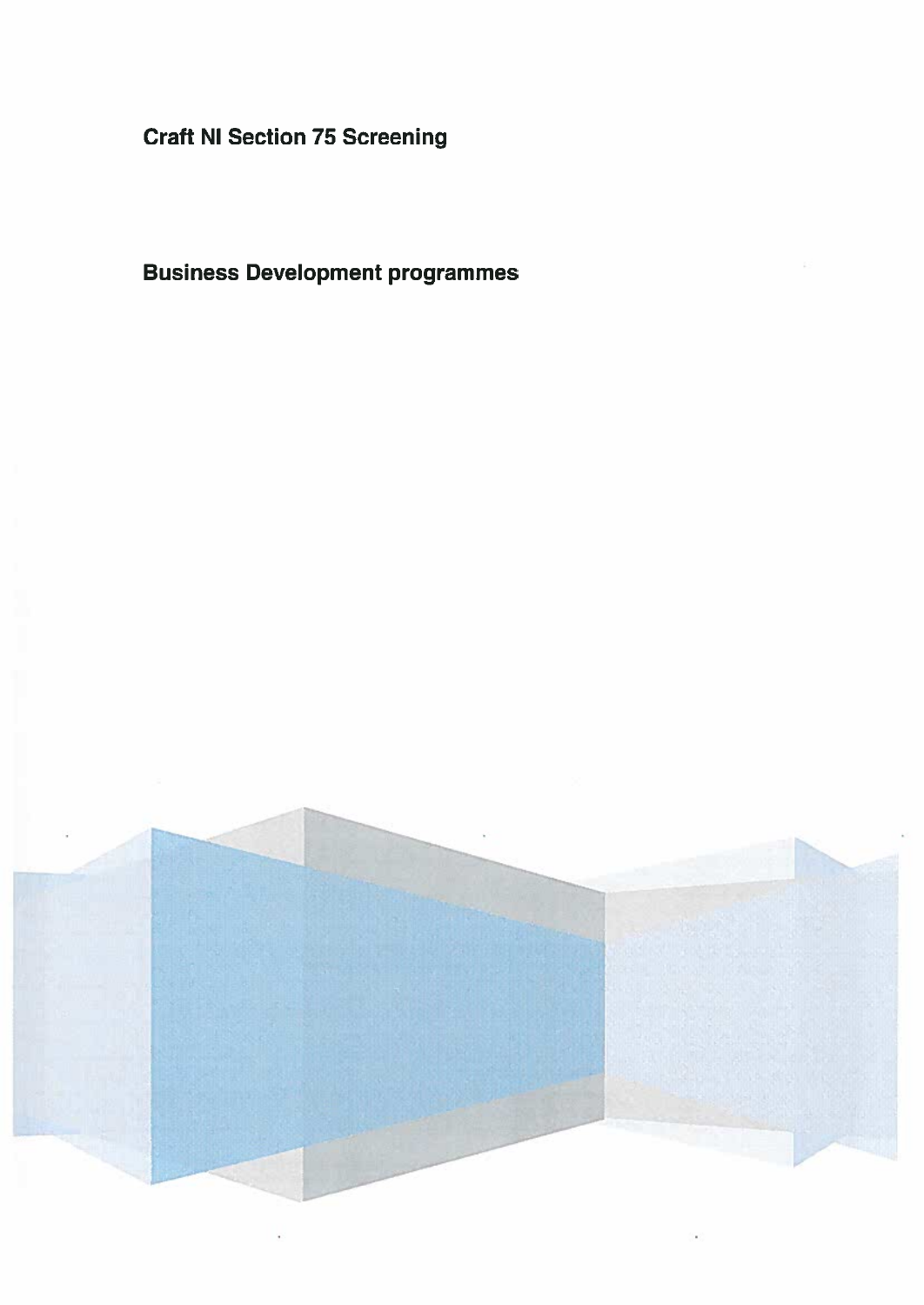# Craft NI Section 75 Screening

## Business Development programmes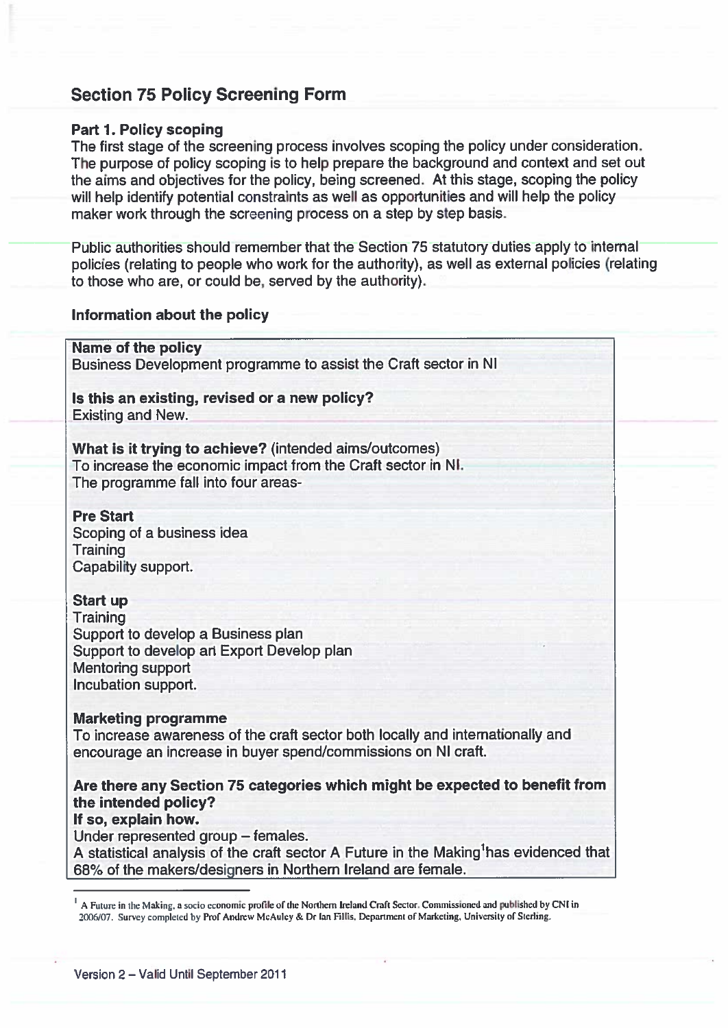## Section 75 Policy Screening Form

### Part 1. Policy scoping

The first stage of the screening process involves scoping the policy under consideration. The purpose of policy scoping is to help prepare the background and context and set out the aims and objectives for the policy, being screened. At this stage, scoping the policy will help identify potential constraints as well as opportunities and will help the policy maker work through the screening process on a step by step basis.

Public authorities should remember that the Section 75 statutory duties apply to internal policies (relating to people who work for the authority), as well as external policies (relating to those who are, or could be, served by the authority).

### Information about the policy

**Name of the policy**
Business Development programme to assist the Craft sector in NI

**Is this an existing, revised or a new policy?**
Existing and New.

**What is it trying to achieve?** (intended aims/outcomes)
To increase the economic impact from the Craft sector in NI.
The programme fall into four areas-

**Pre Start**
Scoping of a business idea
Training
Capability support.

**Start up**
Training
Support to develop a Business plan
Support to develop an Export Develop plan
Mentoring support
Incubation support.

**Marketing programme**
To increase awareness of the craft sector both locally and internationally and encourage an increase in buyer spend/commissions on NI craft.

**Are there any Section 75 categories which might be expected to benefit from the intended policy?**
**If so, explain how.**
Under represented group – females.
A statistical analysis of the craft sector A Future in the Making[1] has evidenced that 68% of the makers/designers in Northern Ireland are female.

[1] A Future in the Making, a socio economic profile of the Northern Ireland Craft Sector. Commissioned and published by CNI in 2006/07. Survey completed by Prof Andrew McAuley & Dr Ian Fillis, Department of Marketing, University of Sterling.

Version 2 – Valid Until September 2011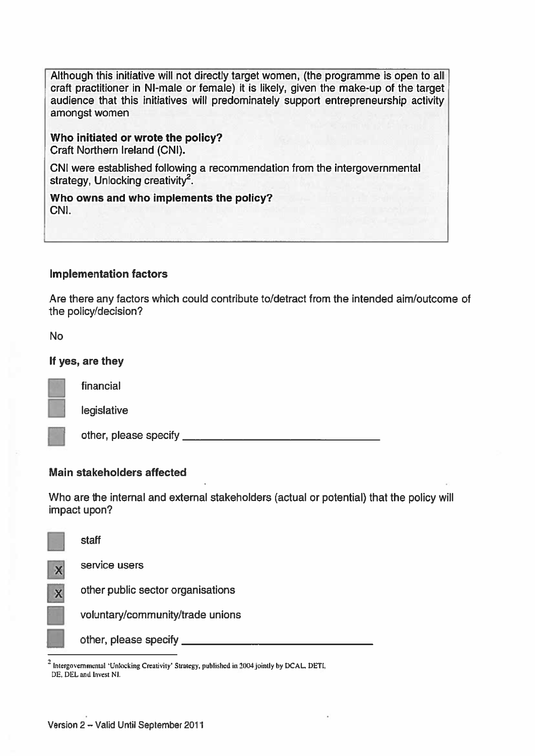Although this initiative will not directly target women, (the programme is open to all craft practitioner in NI-male or female) it is likely, given the make-up of the target audience that this initiatives will predominately support entrepreneurship activity amongst women

**Who initiated or wrote the policy?**
Craft Northern Ireland (CNI).

CNI were established following a recommendation from the intergovernmental strategy, Unlocking creativity[2].

**Who owns and who implements the policy?**
CNI.

### Implementation factors

Are there any factors which could contribute to/detract from the intended aim/outcome of the policy/decision?

No

**If yes, are they**

- [ ] financial
- [ ] legislative
- [ ] other, please specify ______________________________

### Main stakeholders affected

Who are the internal and external stakeholders (actual or potential) that the policy will impact upon?

- [ ] staff
- [x] service users
- [x] other public sector organisations
- [ ] voluntary/community/trade unions
- [ ] other, please specify ______________________________

[2] Intergovernmental 'Unlocking Creativity' Strategy, published in 2004 jointly by DCAL, DETI, DE, DEL and Invest NI.

Version 2 – Valid Until September 2011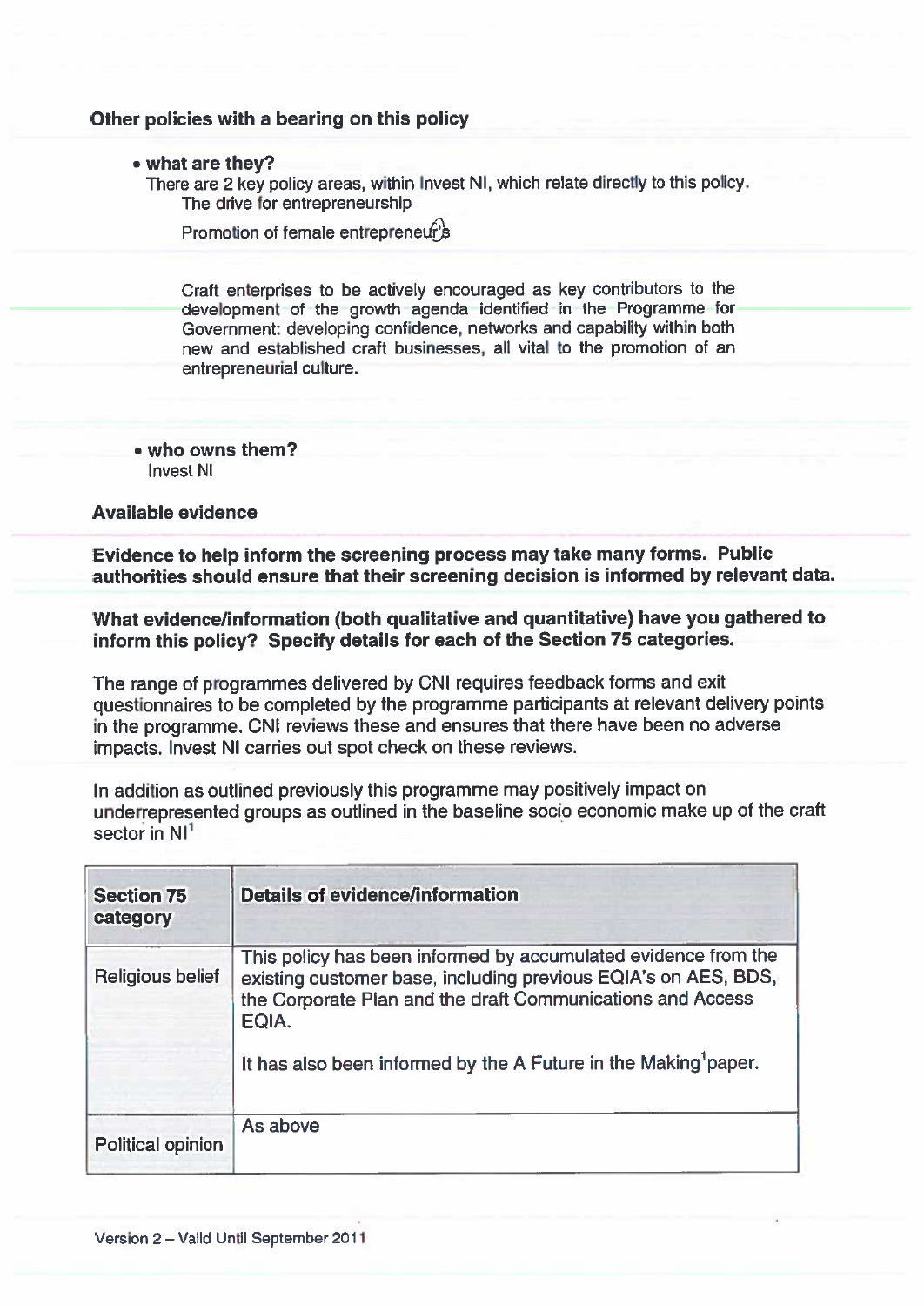**Other policies with a bearing on this policy**

- **what are they?**

  There are 2 key policy areas, within Invest NI, which relate directly to this policy.

  The drive for entrepreneurship

  Promotion of female entrepreneurs

  Craft enterprises to be actively encouraged as key contributors to the development of the growth agenda identified in the Programme for Government: developing confidence, networks and capability within both new and established craft businesses, all vital to the promotion of an entrepreneurial culture.

- **who owns them?**

  Invest NI

**Available evidence**

**Evidence to help inform the screening process may take many forms. Public authorities should ensure that their screening decision is informed by relevant data.**

**What evidence/information (both qualitative and quantitative) have you gathered to inform this policy? Specify details for each of the Section 75 categories.**

The range of programmes delivered by CNI requires feedback forms and exit questionnaires to be completed by the programme participants at relevant delivery points in the programme. CNI reviews these and ensures that there have been no adverse impacts. Invest NI carries out spot check on these reviews.

In addition as outlined previously this programme may positively impact on underrepresented groups as outlined in the baseline socio economic make up of the craft sector in NI[1]

| Section 75 category | Details of evidence/information |
|---|---|
| Religious belief | This policy has been informed by accumulated evidence from the existing customer base, including previous EQIA's on AES, BDS, the Corporate Plan and the draft Communications and Access EQIA.<br><br>It has also been informed by the A Future in the Making[1]paper. |
| Political opinion | As above |

Version 2 – Valid Until September 2011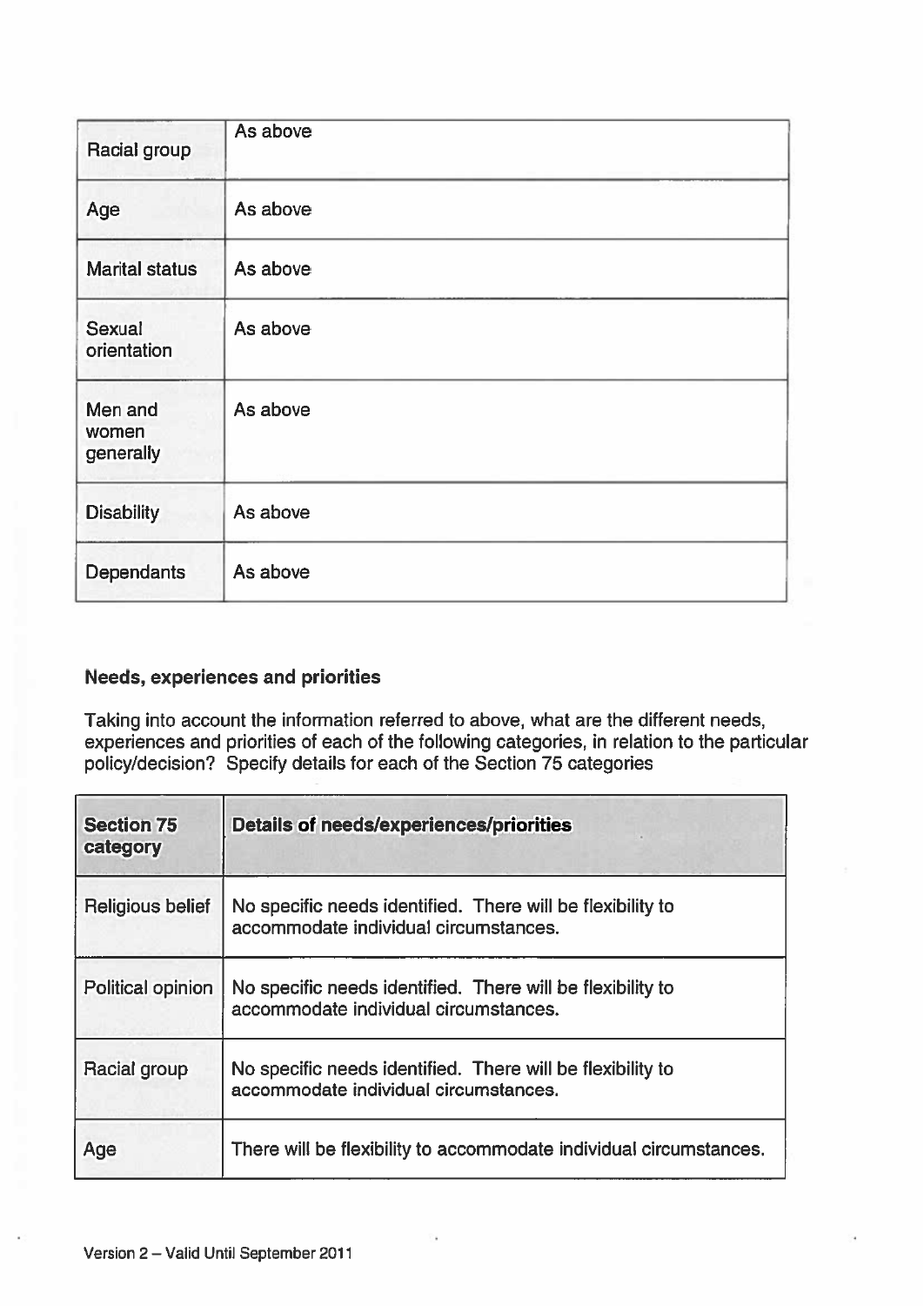| | |
|---|---|
| Racial group | As above |
| Age | As above |
| Marital status | As above |
| Sexual orientation | As above |
| Men and women generally | As above |
| Disability | As above |
| Dependants | As above |

### Needs, experiences and priorities

Taking into account the information referred to above, what are the different needs, experiences and priorities of each of the following categories, in relation to the particular policy/decision? Specify details for each of the Section 75 categories

| Section 75 category | Details of needs/experiences/priorities |
|---|---|
| Religious belief | No specific needs identified. There will be flexibility to accommodate individual circumstances. |
| Political opinion | No specific needs identified. There will be flexibility to accommodate individual circumstances. |
| Racial group | No specific needs identified. There will be flexibility to accommodate individual circumstances. |
| Age | There will be flexibility to accommodate individual circumstances. |

Version 2 – Valid Until September 2011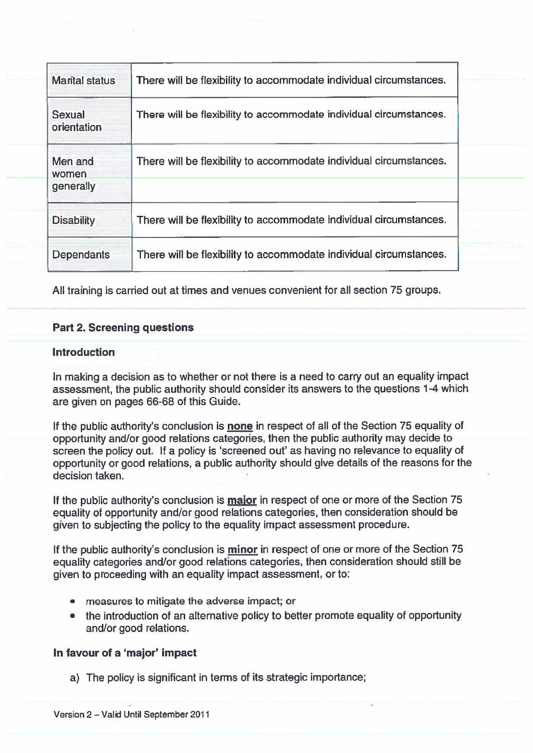| Marital status | There will be flexibility to accommodate individual circumstances. |
|---|---|
| Sexual orientation | There will be flexibility to accommodate individual circumstances. |
| Men and women generally | There will be flexibility to accommodate individual circumstances. |
| Disability | There will be flexibility to accommodate individual circumstances. |
| Dependants | There will be flexibility to accommodate individual circumstances. |

All training is carried out at times and venues convenient for all section 75 groups.

### Part 2. Screening questions

#### Introduction

In making a decision as to whether or not there is a need to carry out an equality impact assessment, the public authority should consider its answers to the questions 1-4 which are given on pages 66-68 of this Guide.

If the public authority's conclusion is **none** in respect of all of the Section 75 equality of opportunity and/or good relations categories, then the public authority may decide to screen the policy out. If a policy is 'screened out' as having no relevance to equality of opportunity or good relations, a public authority should give details of the reasons for the decision taken.

If the public authority's conclusion is **major** in respect of one or more of the Section 75 equality of opportunity and/or good relations categories, then consideration should be given to subjecting the policy to the equality impact assessment procedure.

If the public authority's conclusion is **minor** in respect of one or more of the Section 75 equality categories and/or good relations categories, then consideration should still be given to proceeding with an equality impact assessment, or to:

- measures to mitigate the adverse impact; or
- the introduction of an alternative policy to better promote equality of opportunity and/or good relations.

#### In favour of a 'major' impact

a) The policy is significant in terms of its strategic importance;

Version 2 – Valid Until September 2011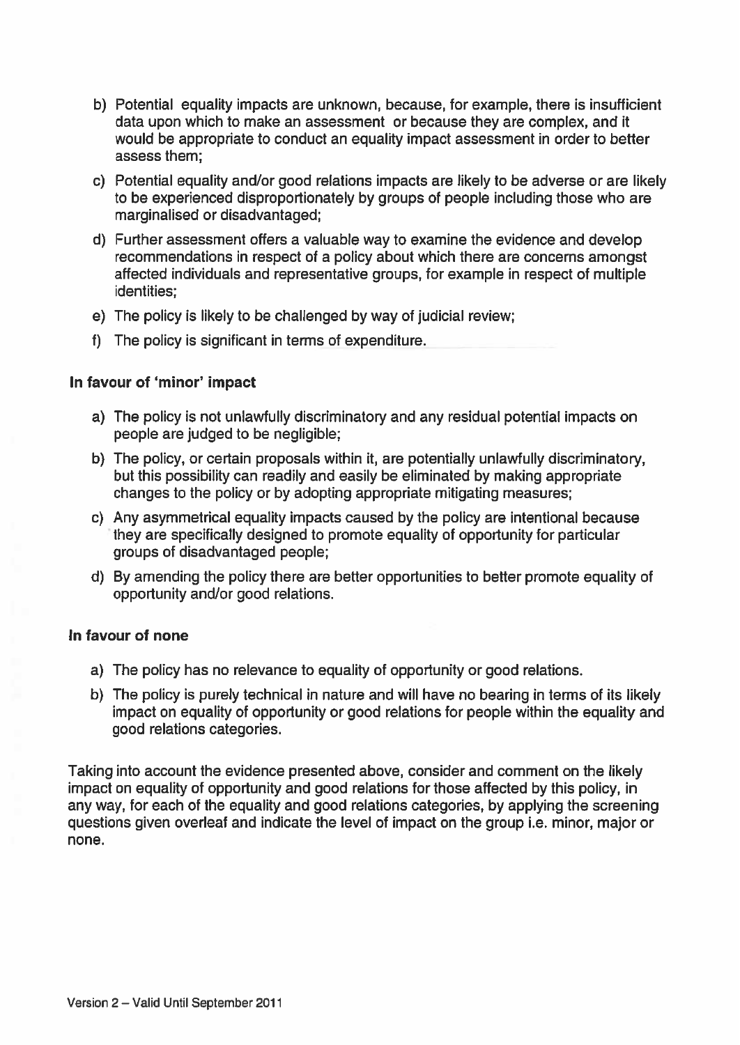b) Potential equality impacts are unknown, because, for example, there is insufficient data upon which to make an assessment or because they are complex, and it would be appropriate to conduct an equality impact assessment in order to better assess them;

c) Potential equality and/or good relations impacts are likely to be adverse or are likely to be experienced disproportionately by groups of people including those who are marginalised or disadvantaged;

d) Further assessment offers a valuable way to examine the evidence and develop recommendations in respect of a policy about which there are concerns amongst affected individuals and representative groups, for example in respect of multiple identities;

e) The policy is likely to be challenged by way of judicial review;

f) The policy is significant in terms of expenditure.

**In favour of 'minor' impact**

a) The policy is not unlawfully discriminatory and any residual potential impacts on people are judged to be negligible;

b) The policy, or certain proposals within it, are potentially unlawfully discriminatory, but this possibility can readily and easily be eliminated by making appropriate changes to the policy or by adopting appropriate mitigating measures;

c) Any asymmetrical equality impacts caused by the policy are intentional because they are specifically designed to promote equality of opportunity for particular groups of disadvantaged people;

d) By amending the policy there are better opportunities to better promote equality of opportunity and/or good relations.

**In favour of none**

a) The policy has no relevance to equality of opportunity or good relations.

b) The policy is purely technical in nature and will have no bearing in terms of its likely impact on equality of opportunity or good relations for people within the equality and good relations categories.

Taking into account the evidence presented above, consider and comment on the likely impact on equality of opportunity and good relations for those affected by this policy, in any way, for each of the equality and good relations categories, by applying the screening questions given overleaf and indicate the level of impact on the group i.e. minor, major or none.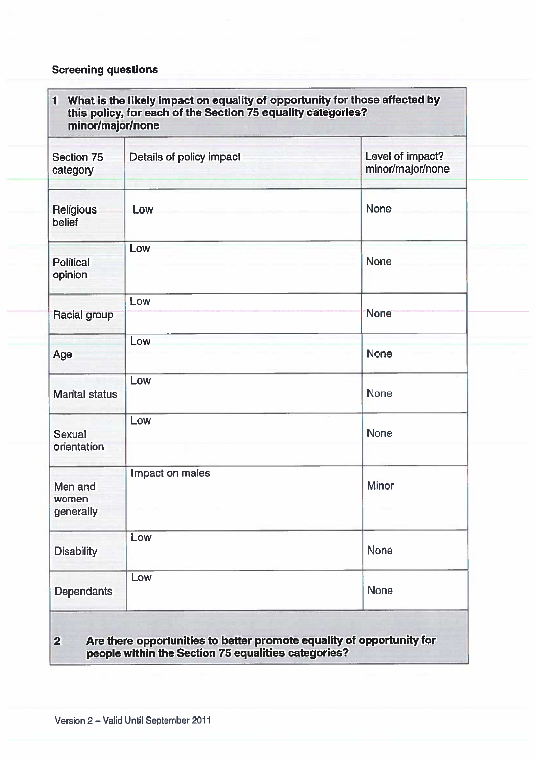**Screening questions**

**1 What is the likely impact on equality of opportunity for those affected by this policy, for each of the Section 75 equality categories? minor/major/none**

| Section 75 category | Details of policy impact | Level of impact? minor/major/none |
|---|---|---|
| Religious belief | Low | None |
| Political opinion | Low | None |
| Racial group | Low | None |
| Age | Low | None |
| Marital status | Low | None |
| Sexual orientation | Low | None |
| Men and women generally | Impact on males | Minor |
| Disability | Low | None |
| Dependants | Low | None |

**2 Are there opportunities to better promote equality of opportunity for people within the Section 75 equalities categories?**

Version 2 – Valid Until September 2011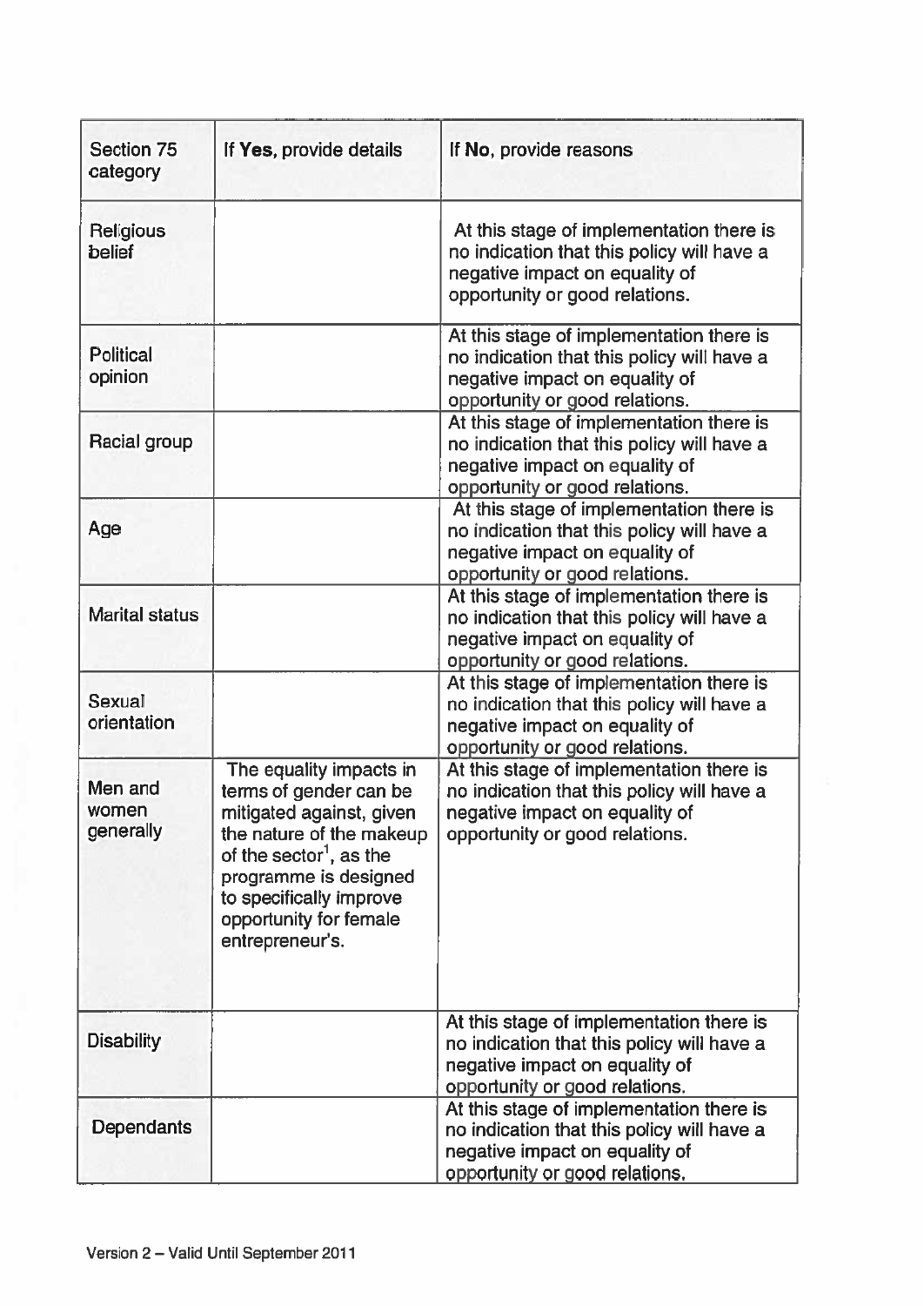| Section 75 category | If **Yes**, provide details | If **No**, provide reasons |
|---|---|---|
| Religious belief | | At this stage of implementation there is no indication that this policy will have a negative impact on equality of opportunity or good relations. |
| Political opinion | | At this stage of implementation there is no indication that this policy will have a negative impact on equality of opportunity or good relations. |
| Racial group | | At this stage of implementation there is no indication that this policy will have a negative impact on equality of opportunity or good relations. |
| Age | | At this stage of implementation there is no indication that this policy will have a negative impact on equality of opportunity or good relations. |
| Marital status | | At this stage of implementation there is no indication that this policy will have a negative impact on equality of opportunity or good relations. |
| Sexual orientation | | At this stage of implementation there is no indication that this policy will have a negative impact on equality of opportunity or good relations. |
| Men and women generally | The equality impacts in terms of gender can be mitigated against, given the nature of the makeup of the sector[1], as the programme is designed to specifically improve opportunity for female entrepreneur's. | At this stage of implementation there is no indication that this policy will have a negative impact on equality of opportunity or good relations. |
| Disability | | At this stage of implementation there is no indication that this policy will have a negative impact on equality of opportunity or good relations. |
| Dependants | | At this stage of implementation there is no indication that this policy will have a negative impact on equality of opportunity or good relations. |

Version 2 – Valid Until September 2011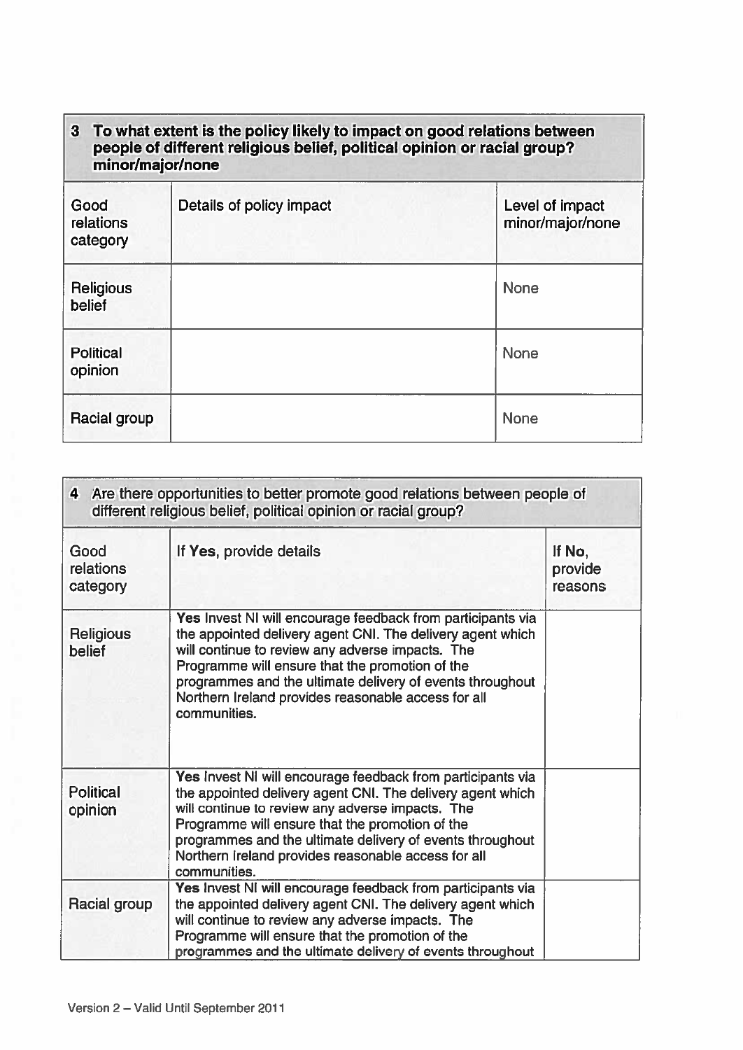| 3 To what extent is the policy likely to impact on good relations between people of different religious belief, political opinion or racial group? minor/major/none | | |
|---|---|---|
| Good relations category | Details of policy impact | Level of impact minor/major/none |
| Religious belief | | None |
| Political opinion | | None |
| Racial group | | None |

| 4 Are there opportunities to better promote good relations between people of different religious belief, political opinion or racial group? | | |
|---|---|---|
| Good relations category | If **Yes**, provide details | If **No**, provide reasons |
| Religious belief | **Yes** Invest NI will encourage feedback from participants via the appointed delivery agent CNI. The delivery agent which will continue to review any adverse impacts. The Programme will ensure that the promotion of the programmes and the ultimate delivery of events throughout Northern Ireland provides reasonable access for all communities. | |
| Political opinion | **Yes** Invest NI will encourage feedback from participants via the appointed delivery agent CNI. The delivery agent which will continue to review any adverse impacts. The Programme will ensure that the promotion of the programmes and the ultimate delivery of events throughout Northern Ireland provides reasonable access for all communities. | |
| Racial group | **Yes** Invest NI will encourage feedback from participants via the appointed delivery agent CNI. The delivery agent which will continue to review any adverse impacts. The Programme will ensure that the promotion of the programmes and the ultimate delivery of events throughout | |

Version 2 – Valid Until September 2011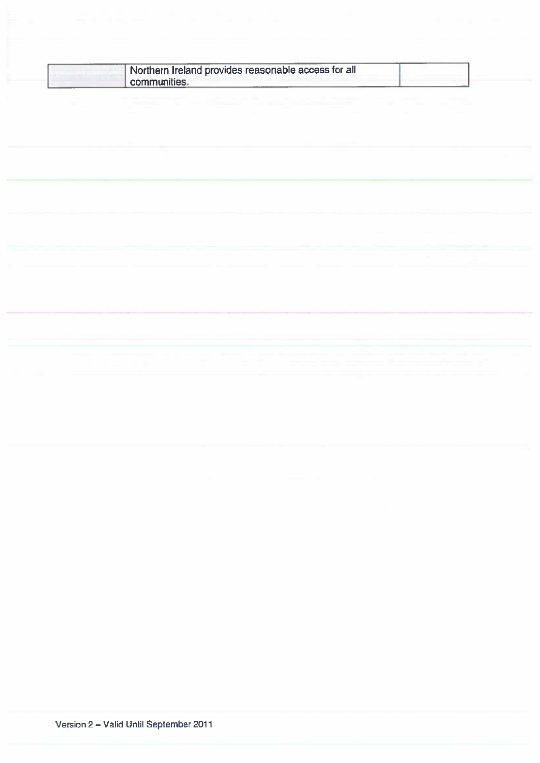|  | Northern Ireland provides reasonable access for all communities. |  |
|---|---|---|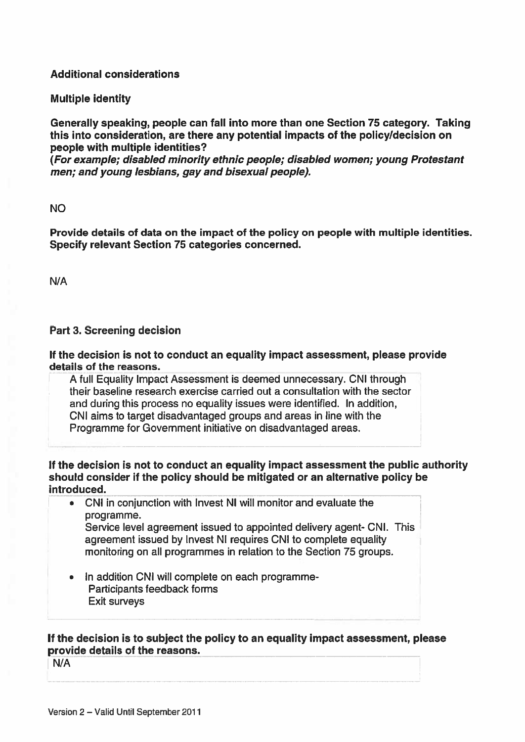**Additional considerations**

**Multiple identity**

**Generally speaking, people can fall into more than one Section 75 category. Taking this into consideration, are there any potential impacts of the policy/decision on people with multiple identities?**
***(For example; disabled minority ethnic people; disabled women; young Protestant men; and young lesbians, gay and bisexual people).***

NO

**Provide details of data on the impact of the policy on people with multiple identities. Specify relevant Section 75 categories concerned.**

N/A

**Part 3. Screening decision**

**If the decision is not to conduct an equality impact assessment, please provide details of the reasons.**

A full Equality Impact Assessment is deemed unnecessary. CNI through their baseline research exercise carried out a consultation with the sector and during this process no equality issues were identified. In addition, CNI aims to target disadvantaged groups and areas in line with the Programme for Government initiative on disadvantaged areas.

**If the decision is not to conduct an equality impact assessment the public authority should consider if the policy should be mitigated or an alternative policy be introduced.**

- CNI in conjunction with Invest NI will monitor and evaluate the programme.
  Service level agreement issued to appointed delivery agent- CNI. This agreement issued by Invest NI requires CNI to complete equality monitoring on all programmes in relation to the Section 75 groups.

- In addition CNI will complete on each programme-
  Participants feedback forms
  Exit surveys

**If the decision is to subject the policy to an equality impact assessment, please provide details of the reasons.**

N/A

Version 2 – Valid Until September 2011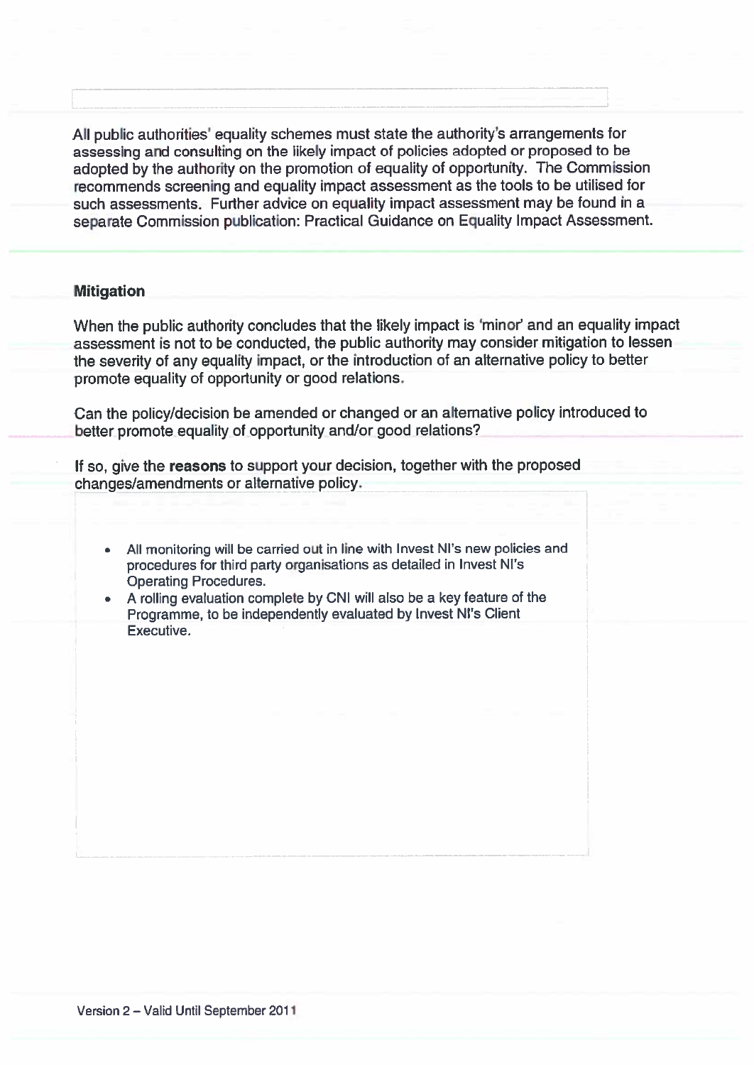All public authorities' equality schemes must state the authority's arrangements for assessing and consulting on the likely impact of policies adopted or proposed to be adopted by the authority on the promotion of equality of opportunity. The Commission recommends screening and equality impact assessment as the tools to be utilised for such assessments. Further advice on equality impact assessment may be found in a separate Commission publication: Practical Guidance on Equality Impact Assessment.

### Mitigation

When the public authority concludes that the likely impact is 'minor' and an equality impact assessment is not to be conducted, the public authority may consider mitigation to lessen the severity of any equality impact, or the introduction of an alternative policy to better promote equality of opportunity or good relations.

Can the policy/decision be amended or changed or an alternative policy introduced to better promote equality of opportunity and/or good relations?

If so, give the **reasons** to support your decision, together with the proposed changes/amendments or alternative policy.

- All monitoring will be carried out in line with Invest NI's new policies and procedures for third party organisations as detailed in Invest NI's Operating Procedures.
- A rolling evaluation complete by CNI will also be a key feature of the Programme, to be independently evaluated by Invest NI's Client Executive.

Version 2 – Valid Until September 2011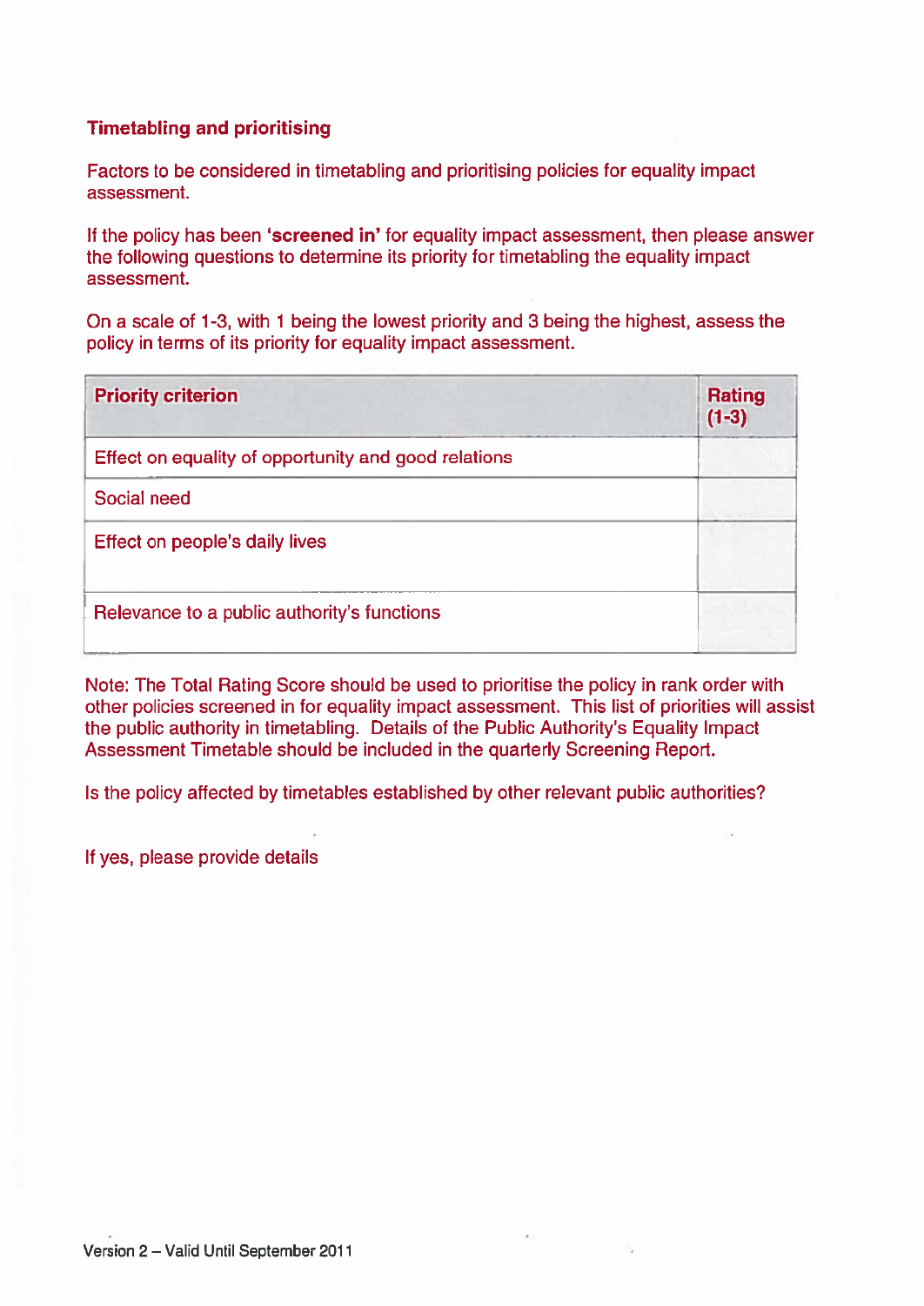## Timetabling and prioritising

Factors to be considered in timetabling and prioritising policies for equality impact assessment.

If the policy has been **'screened in'** for equality impact assessment, then please answer the following questions to determine its priority for timetabling the equality impact assessment.

On a scale of 1-3, with 1 being the lowest priority and 3 being the highest, assess the policy in terms of its priority for equality impact assessment.

| Priority criterion | Rating (1-3) |
|---|---|
| Effect on equality of opportunity and good relations | |
| Social need | |
| Effect on people's daily lives | |
| Relevance to a public authority's functions | |

Note: The Total Rating Score should be used to prioritise the policy in rank order with other policies screened in for equality impact assessment. This list of priorities will assist the public authority in timetabling. Details of the Public Authority's Equality Impact Assessment Timetable should be included in the quarterly Screening Report.

Is the policy affected by timetables established by other relevant public authorities?

If yes, please provide details

Version 2 – Valid Until September 2011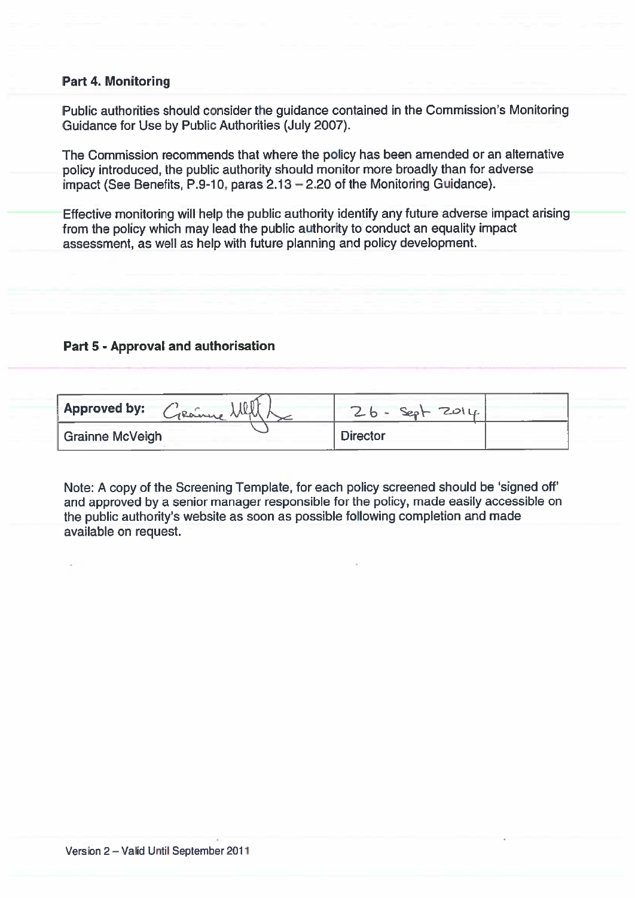**Part 4. Monitoring**

Public authorities should consider the guidance contained in the Commission's Monitoring Guidance for Use by Public Authorities (July 2007).

The Commission recommends that where the policy has been amended or an alternative policy introduced, the public authority should monitor more broadly than for adverse impact (See Benefits, P.9-10, paras 2.13 – 2.20 of the Monitoring Guidance).

Effective monitoring will help the public authority identify any future adverse impact arising from the policy which may lead the public authority to conduct an equality impact assessment, as well as help with future planning and policy development.

**Part 5 - Approval and authorisation**

| | | |
|---|---|---|
| **Approved by:** Grainne McVeigh | 26 - Sept 2014 | |
| Grainne McVeigh | Director | |

Note: A copy of the Screening Template, for each policy screened should be 'signed off' and approved by a senior manager responsible for the policy, made easily accessible on the public authority's website as soon as possible following completion and made available on request.

Version 2 – Valid Until September 2011